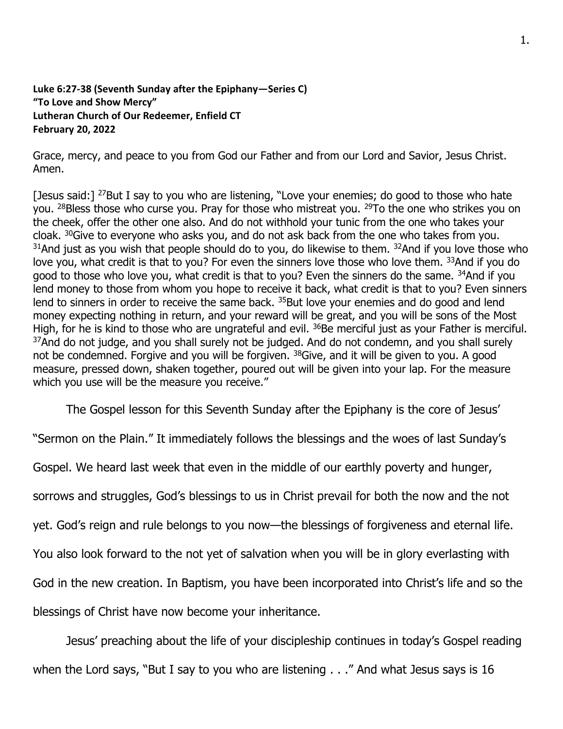**Luke 6:27-38 (Seventh Sunday after the Epiphany—Series C)**
**"To Love and Show Mercy"**
**Lutheran Church of Our Redeemer, Enfield CT**
**February 20, 2022**

Grace, mercy, and peace to you from God our Father and from our Lord and Savior, Jesus Christ. Amen.

[Jesus said:] [27]But I say to you who are listening, "Love your enemies; do good to those who hate you. [28]Bless those who curse you. Pray for those who mistreat you. [29]To the one who strikes you on the cheek, offer the other one also. And do not withhold your tunic from the one who takes your cloak. [30]Give to everyone who asks you, and do not ask back from the one who takes from you. [31]And just as you wish that people should do to you, do likewise to them. [32]And if you love those who love you, what credit is that to you? For even the sinners love those who love them. [33]And if you do good to those who love you, what credit is that to you? Even the sinners do the same. [34]And if you lend money to those from whom you hope to receive it back, what credit is that to you? Even sinners lend to sinners in order to receive the same back. [35]But love your enemies and do good and lend money expecting nothing in return, and your reward will be great, and you will be sons of the Most High, for he is kind to those who are ungrateful and evil. [36]Be merciful just as your Father is merciful. [37]And do not judge, and you shall surely not be judged. And do not condemn, and you shall surely not be condemned. Forgive and you will be forgiven. [38]Give, and it will be given to you. A good measure, pressed down, shaken together, poured out will be given into your lap. For the measure which you use will be the measure you receive."

The Gospel lesson for this Seventh Sunday after the Epiphany is the core of Jesus' "Sermon on the Plain." It immediately follows the blessings and the woes of last Sunday's Gospel. We heard last week that even in the middle of our earthly poverty and hunger, sorrows and struggles, God's blessings to us in Christ prevail for both the now and the not yet. God's reign and rule belongs to you now—the blessings of forgiveness and eternal life. You also look forward to the not yet of salvation when you will be in glory everlasting with God in the new creation. In Baptism, you have been incorporated into Christ's life and so the blessings of Christ have now become your inheritance.

Jesus' preaching about the life of your discipleship continues in today's Gospel reading when the Lord says, "But I say to you who are listening . . ." And what Jesus says is 16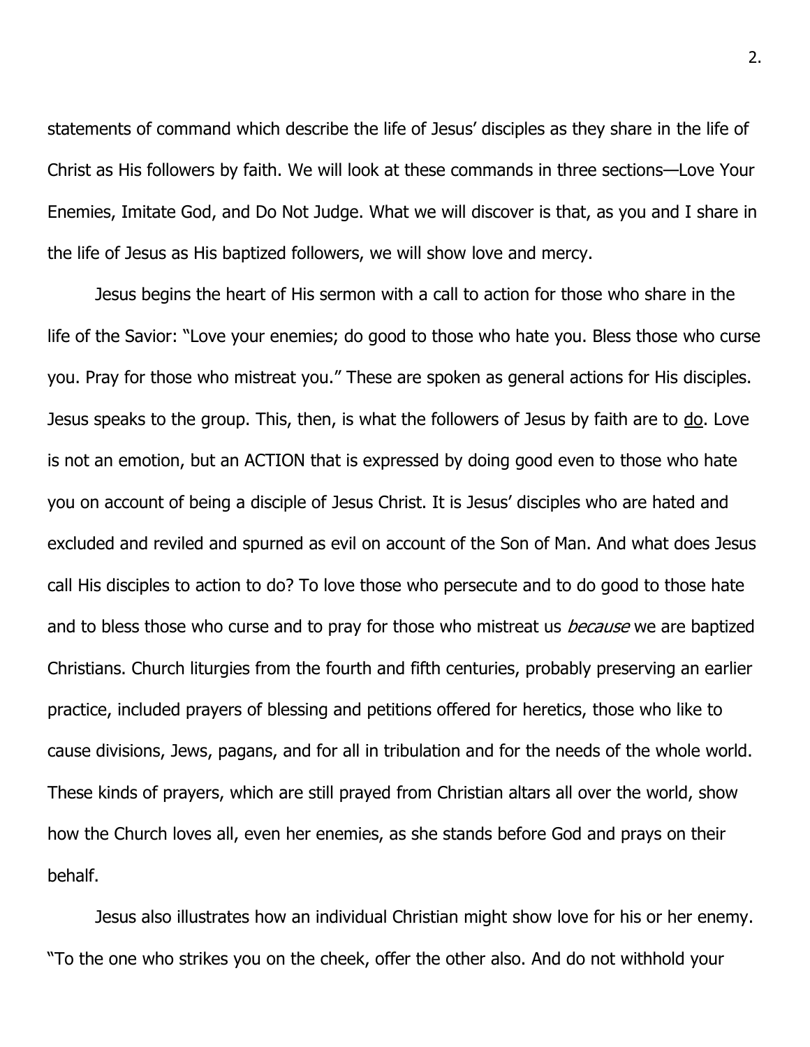statements of command which describe the life of Jesus' disciples as they share in the life of Christ as His followers by faith. We will look at these commands in three sections—Love Your Enemies, Imitate God, and Do Not Judge. What we will discover is that, as you and I share in the life of Jesus as His baptized followers, we will show love and mercy.

Jesus begins the heart of His sermon with a call to action for those who share in the life of the Savior: "Love your enemies; do good to those who hate you. Bless those who curse you. Pray for those who mistreat you." These are spoken as general actions for His disciples. Jesus speaks to the group. This, then, is what the followers of Jesus by faith are to <u>do</u>. Love is not an emotion, but an ACTION that is expressed by doing good even to those who hate you on account of being a disciple of Jesus Christ. It is Jesus' disciples who are hated and excluded and reviled and spurned as evil on account of the Son of Man. And what does Jesus call His disciples to action to do? To love those who persecute and to do good to those hate and to bless those who curse and to pray for those who mistreat us *because* we are baptized Christians. Church liturgies from the fourth and fifth centuries, probably preserving an earlier practice, included prayers of blessing and petitions offered for heretics, those who like to cause divisions, Jews, pagans, and for all in tribulation and for the needs of the whole world. These kinds of prayers, which are still prayed from Christian altars all over the world, show how the Church loves all, even her enemies, as she stands before God and prays on their behalf.

Jesus also illustrates how an individual Christian might show love for his or her enemy. "To the one who strikes you on the cheek, offer the other also. And do not withhold your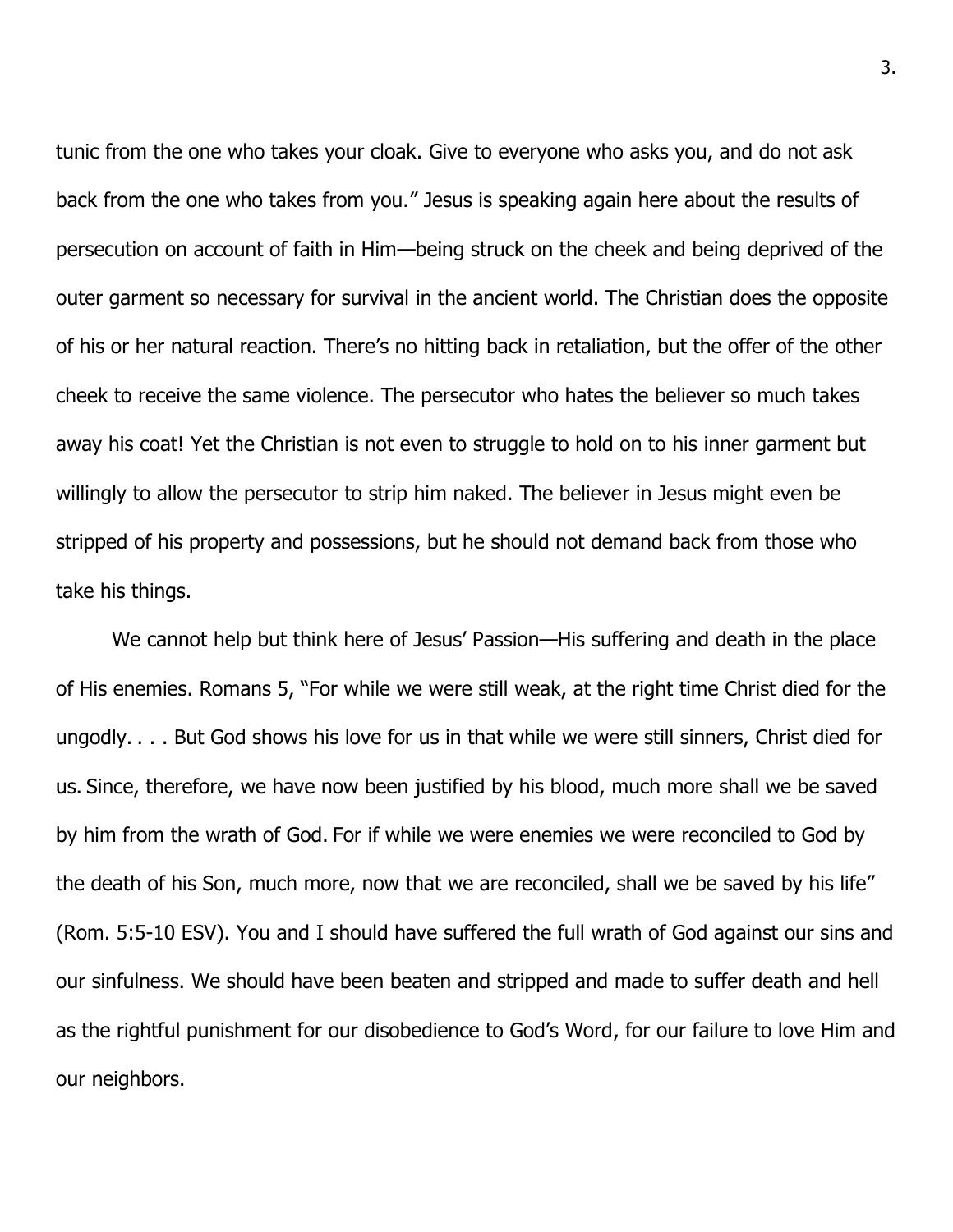tunic from the one who takes your cloak. Give to everyone who asks you, and do not ask back from the one who takes from you." Jesus is speaking again here about the results of persecution on account of faith in Him—being struck on the cheek and being deprived of the outer garment so necessary for survival in the ancient world. The Christian does the opposite of his or her natural reaction. There's no hitting back in retaliation, but the offer of the other cheek to receive the same violence. The persecutor who hates the believer so much takes away his coat! Yet the Christian is not even to struggle to hold on to his inner garment but willingly to allow the persecutor to strip him naked. The believer in Jesus might even be stripped of his property and possessions, but he should not demand back from those who take his things.

We cannot help but think here of Jesus' Passion—His suffering and death in the place of His enemies. Romans 5, "For while we were still weak, at the right time Christ died for the ungodly. . . . But God shows his love for us in that while we were still sinners, Christ died for us. Since, therefore, we have now been justified by his blood, much more shall we be saved by him from the wrath of God. For if while we were enemies we were reconciled to God by the death of his Son, much more, now that we are reconciled, shall we be saved by his life" (Rom. 5:5-10 ESV). You and I should have suffered the full wrath of God against our sins and our sinfulness. We should have been beaten and stripped and made to suffer death and hell as the rightful punishment for our disobedience to God's Word, for our failure to love Him and our neighbors.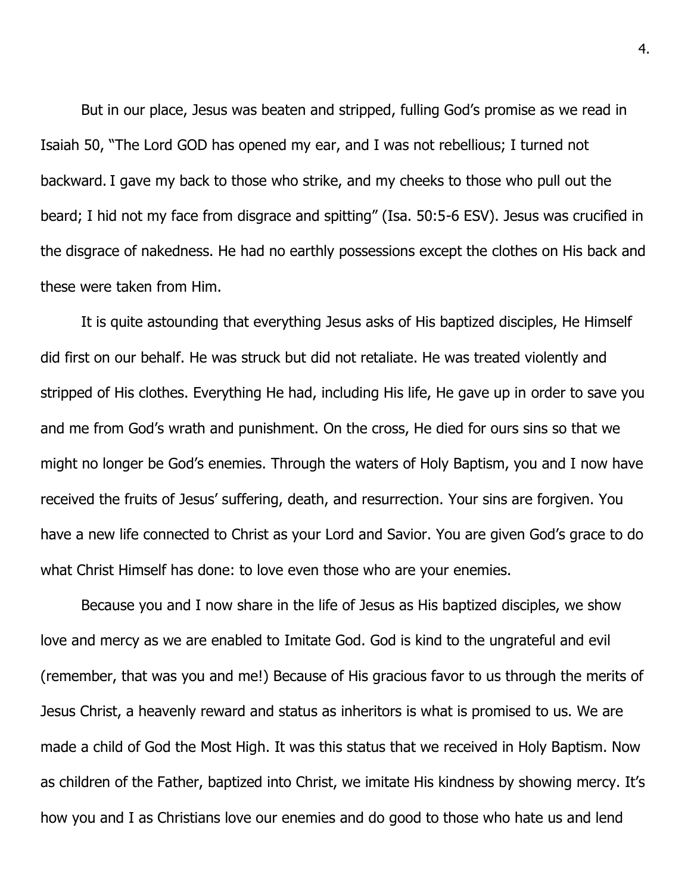But in our place, Jesus was beaten and stripped, fulling God's promise as we read in Isaiah 50, "The Lord GOD has opened my ear, and I was not rebellious; I turned not backward. I gave my back to those who strike, and my cheeks to those who pull out the beard; I hid not my face from disgrace and spitting" (Isa. 50:5-6 ESV). Jesus was crucified in the disgrace of nakedness. He had no earthly possessions except the clothes on His back and these were taken from Him.

It is quite astounding that everything Jesus asks of His baptized disciples, He Himself did first on our behalf. He was struck but did not retaliate. He was treated violently and stripped of His clothes. Everything He had, including His life, He gave up in order to save you and me from God's wrath and punishment. On the cross, He died for ours sins so that we might no longer be God's enemies. Through the waters of Holy Baptism, you and I now have received the fruits of Jesus' suffering, death, and resurrection. Your sins are forgiven. You have a new life connected to Christ as your Lord and Savior. You are given God's grace to do what Christ Himself has done: to love even those who are your enemies.

Because you and I now share in the life of Jesus as His baptized disciples, we show love and mercy as we are enabled to Imitate God. God is kind to the ungrateful and evil (remember, that was you and me!) Because of His gracious favor to us through the merits of Jesus Christ, a heavenly reward and status as inheritors is what is promised to us. We are made a child of God the Most High. It was this status that we received in Holy Baptism. Now as children of the Father, baptized into Christ, we imitate His kindness by showing mercy. It's how you and I as Christians love our enemies and do good to those who hate us and lend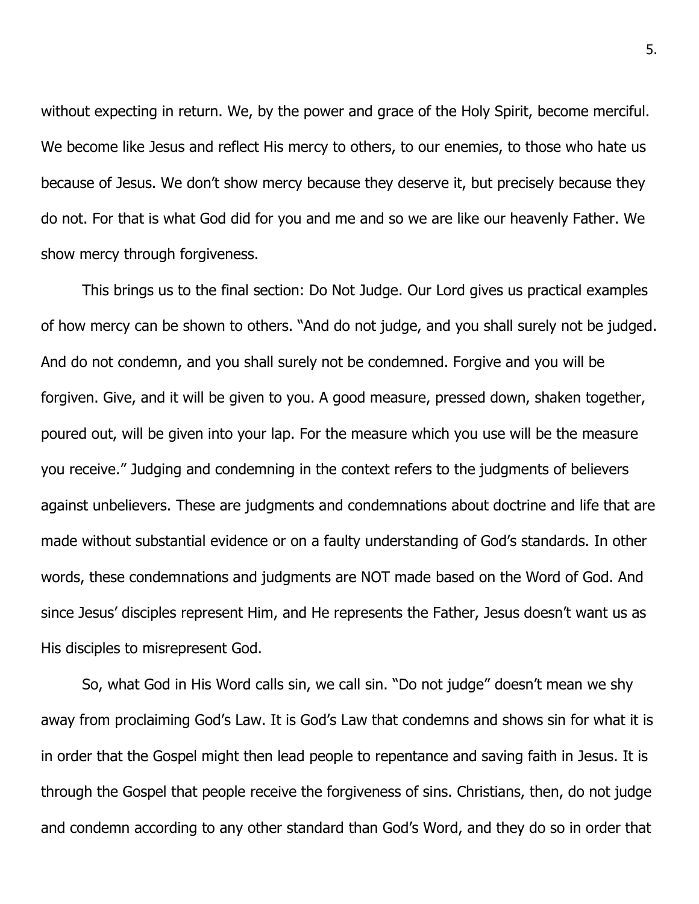without expecting in return. We, by the power and grace of the Holy Spirit, become merciful. We become like Jesus and reflect His mercy to others, to our enemies, to those who hate us because of Jesus. We don't show mercy because they deserve it, but precisely because they do not. For that is what God did for you and me and so we are like our heavenly Father. We show mercy through forgiveness.

This brings us to the final section: Do Not Judge. Our Lord gives us practical examples of how mercy can be shown to others. "And do not judge, and you shall surely not be judged. And do not condemn, and you shall surely not be condemned. Forgive and you will be forgiven. Give, and it will be given to you. A good measure, pressed down, shaken together, poured out, will be given into your lap. For the measure which you use will be the measure you receive." Judging and condemning in the context refers to the judgments of believers against unbelievers. These are judgments and condemnations about doctrine and life that are made without substantial evidence or on a faulty understanding of God's standards. In other words, these condemnations and judgments are NOT made based on the Word of God. And since Jesus' disciples represent Him, and He represents the Father, Jesus doesn't want us as His disciples to misrepresent God.

So, what God in His Word calls sin, we call sin. "Do not judge" doesn't mean we shy away from proclaiming God's Law. It is God's Law that condemns and shows sin for what it is in order that the Gospel might then lead people to repentance and saving faith in Jesus. It is through the Gospel that people receive the forgiveness of sins. Christians, then, do not judge and condemn according to any other standard than God's Word, and they do so in order that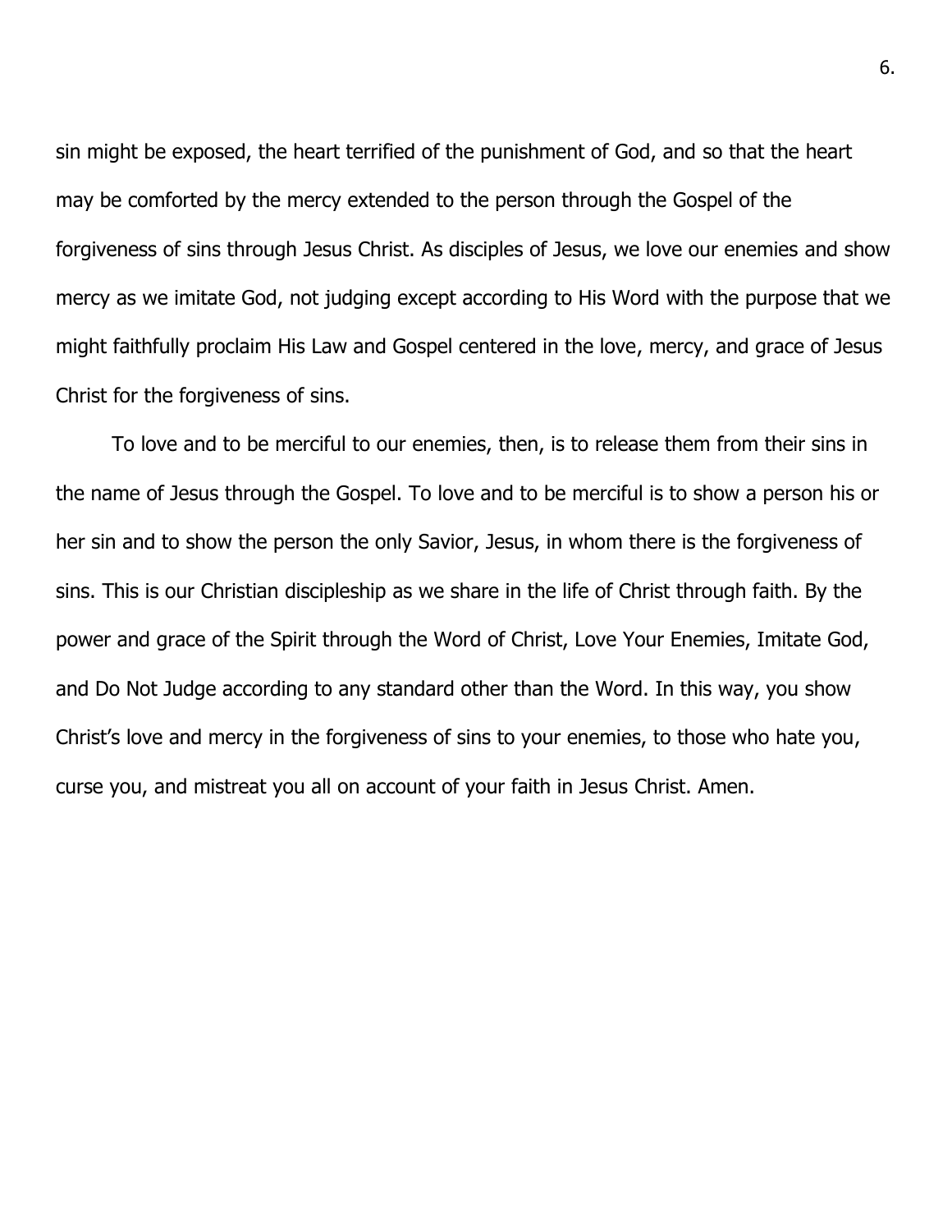sin might be exposed, the heart terrified of the punishment of God, and so that the heart may be comforted by the mercy extended to the person through the Gospel of the forgiveness of sins through Jesus Christ. As disciples of Jesus, we love our enemies and show mercy as we imitate God, not judging except according to His Word with the purpose that we might faithfully proclaim His Law and Gospel centered in the love, mercy, and grace of Jesus Christ for the forgiveness of sins.

To love and to be merciful to our enemies, then, is to release them from their sins in the name of Jesus through the Gospel. To love and to be merciful is to show a person his or her sin and to show the person the only Savior, Jesus, in whom there is the forgiveness of sins. This is our Christian discipleship as we share in the life of Christ through faith. By the power and grace of the Spirit through the Word of Christ, Love Your Enemies, Imitate God, and Do Not Judge according to any standard other than the Word. In this way, you show Christ's love and mercy in the forgiveness of sins to your enemies, to those who hate you, curse you, and mistreat you all on account of your faith in Jesus Christ. Amen.